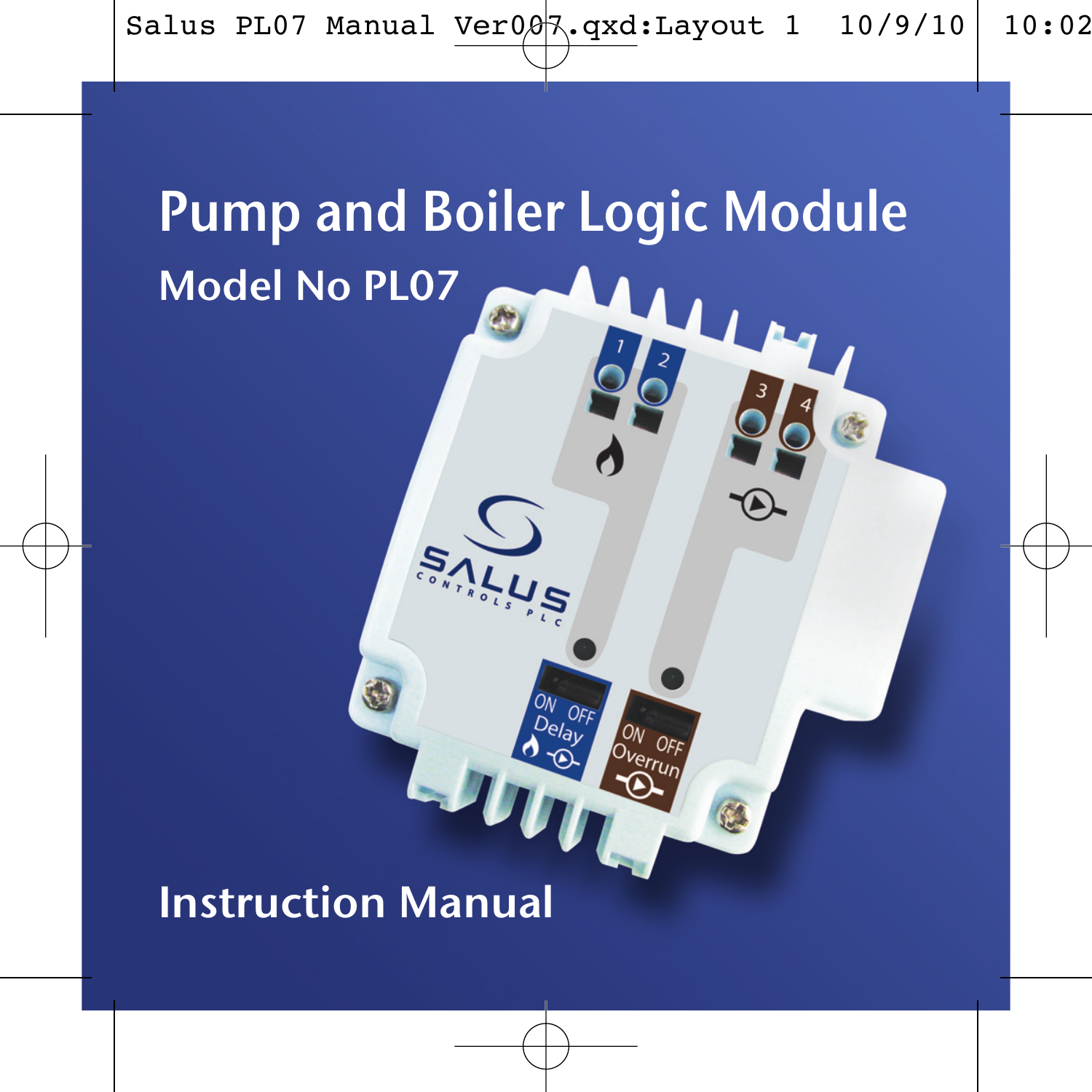# Pump and Boiler Logic Module

## Model No PL07

## Instruction Manual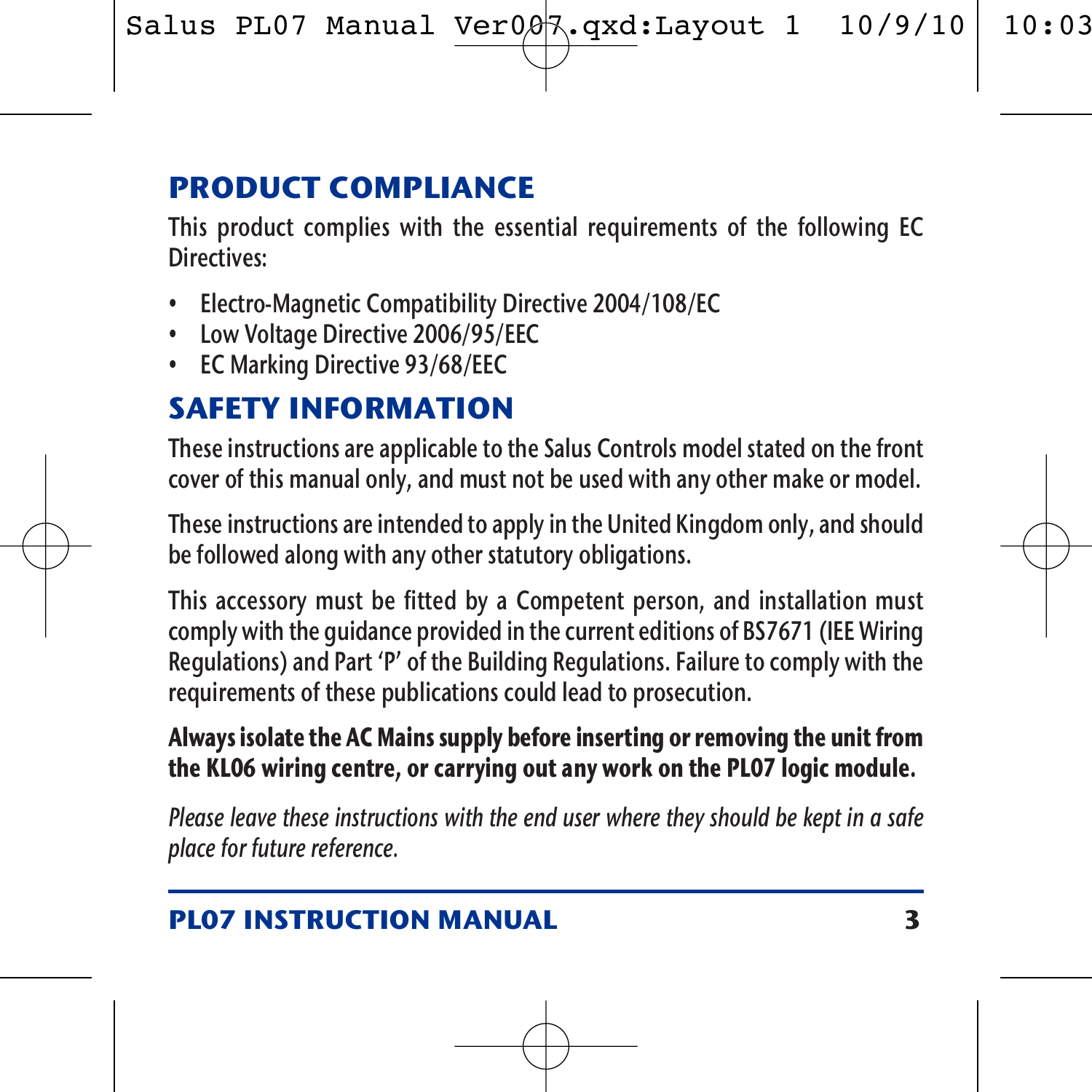## PRODUCT COMPLIANCE

This product complies with the essential requirements of the following EC Directives:

- Electro-Magnetic Compatibility Directive 2004/108/EC
- Low Voltage Directive 2006/95/EEC
- EC Marking Directive 93/68/EEC

## SAFETY INFORMATION

These instructions are applicable to the Salus Controls model stated on the front cover of this manual only, and must not be used with any other make or model.

These instructions are intended to apply in the United Kingdom only, and should be followed along with any other statutory obligations.

This accessory must be fitted by a Competent person, and installation must comply with the guidance provided in the current editions of BS7671 (IEE Wiring Regulations) and Part 'P' of the Building Regulations. Failure to comply with the requirements of these publications could lead to prosecution.

**Always isolate the AC Mains supply before inserting or removing the unit from the KL06 wiring centre, or carrying out any work on the PL07 logic module.**

*Please leave these instructions with the end user where they should be kept in a safe place for future reference.*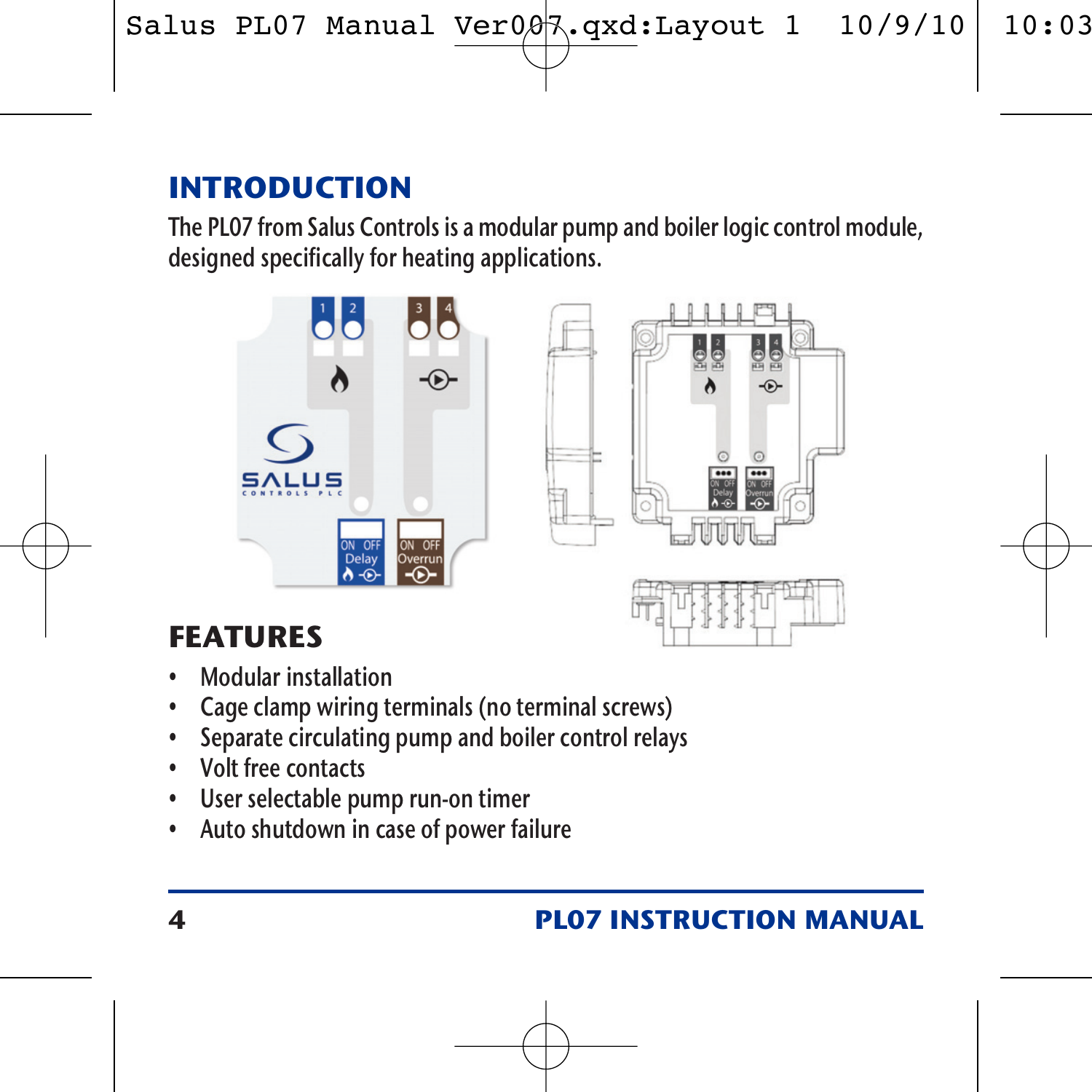# INTRODUCTION

The PL07 from Salus Controls is a modular pump and boiler logic control module, designed specifically for heating applications.

# FEATURES

- Modular installation
- Cage clamp wiring terminals (no terminal screws)
- Separate circulating pump and boiler control relays
- Volt free contacts
- User selectable pump run-on timer
- Auto shutdown in case of power failure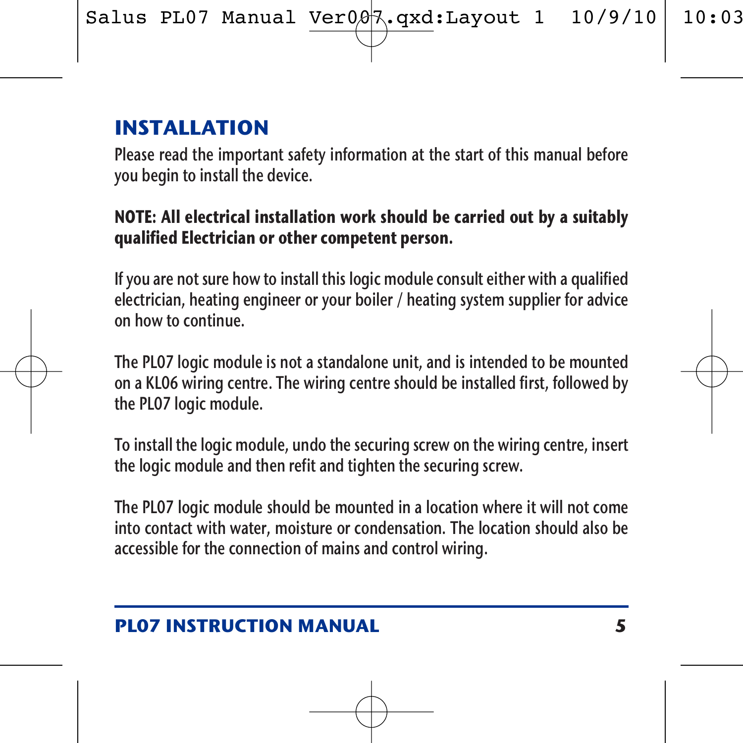## INSTALLATION

Please read the important safety information at the start of this manual before you begin to install the device.

**NOTE: All electrical installation work should be carried out by a suitably qualified Electrician or other competent person.**

If you are not sure how to install this logic module consult either with a qualified electrician, heating engineer or your boiler / heating system supplier for advice on how to continue.

The PL07 logic module is not a standalone unit, and is intended to be mounted on a KL06 wiring centre. The wiring centre should be installed first, followed by the PL07 logic module.

To install the logic module, undo the securing screw on the wiring centre, insert the logic module and then refit and tighten the securing screw.

The PL07 logic module should be mounted in a location where it will not come into contact with water, moisture or condensation. The location should also be accessible for the connection of mains and control wiring.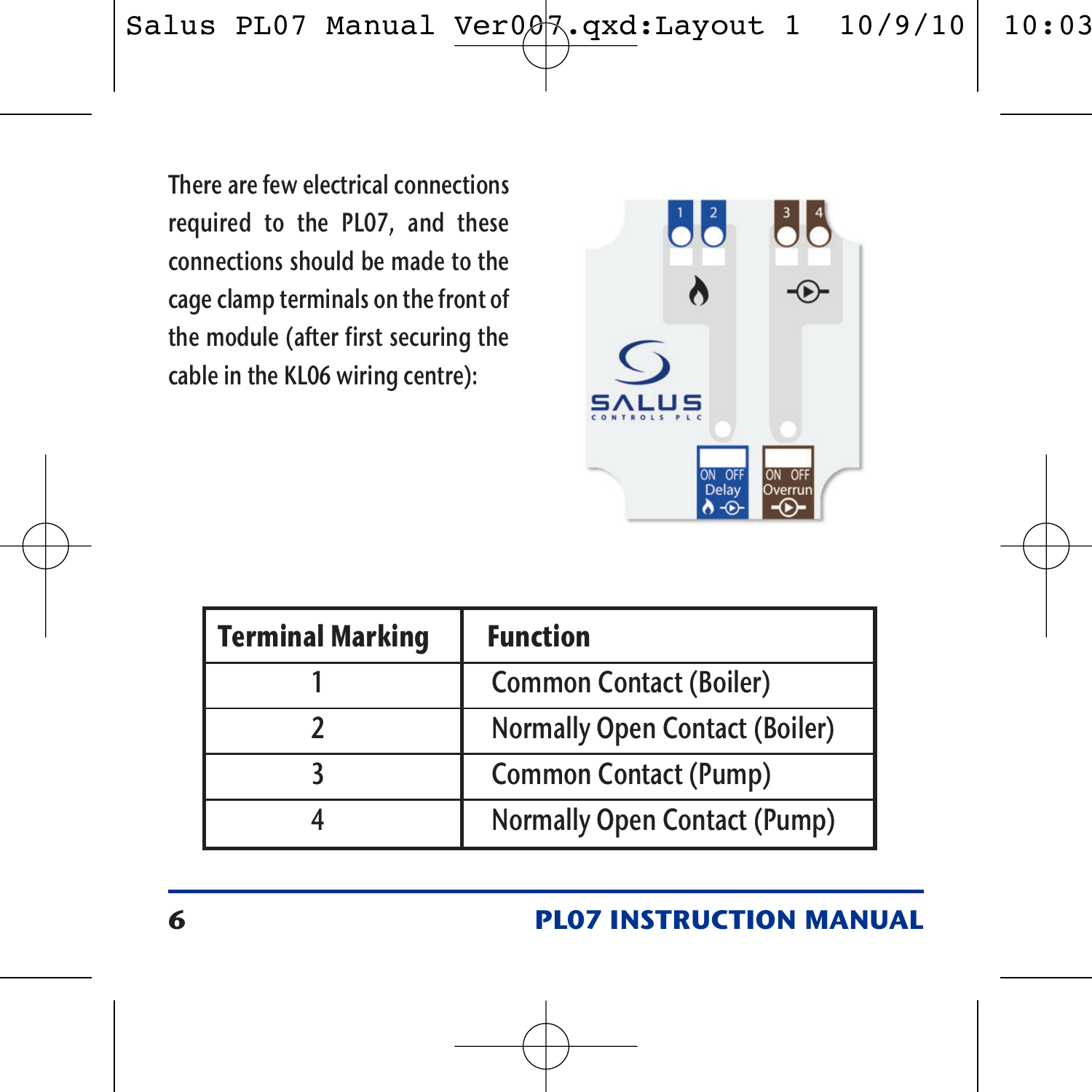There are few electrical connections required to the PL07, and these connections should be made to the cage clamp terminals on the front of the module (after first securing the cable in the KL06 wiring centre):

| Terminal Marking | Function |
|---|---|
| 1 | Common Contact (Boiler) |
| 2 | Normally Open Contact (Boiler) |
| 3 | Common Contact (Pump) |
| 4 | Normally Open Contact (Pump) |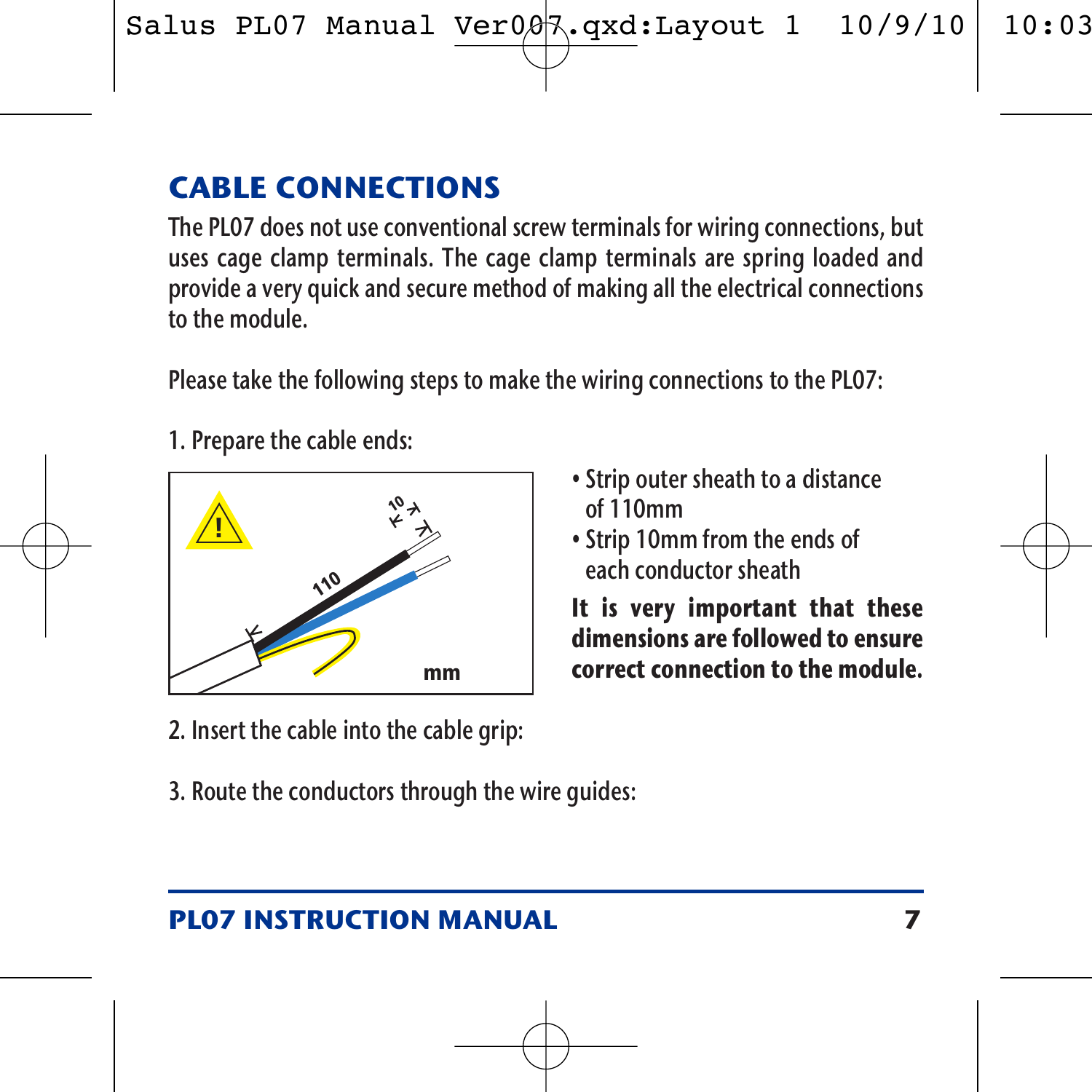## CABLE CONNECTIONS

The PL07 does not use conventional screw terminals for wiring connections, but uses cage clamp terminals. The cage clamp terminals are spring loaded and provide a very quick and secure method of making all the electrical connections to the module.

Please take the following steps to make the wiring connections to the PL07:

1. Prepare the cable ends:

- Strip outer sheath to a distance of 110mm
- Strip 10mm from the ends of each conductor sheath

**It is very important that these dimensions are followed to ensure correct connection to the module.**

2. Insert the cable into the cable grip:

3. Route the conductors through the wire guides: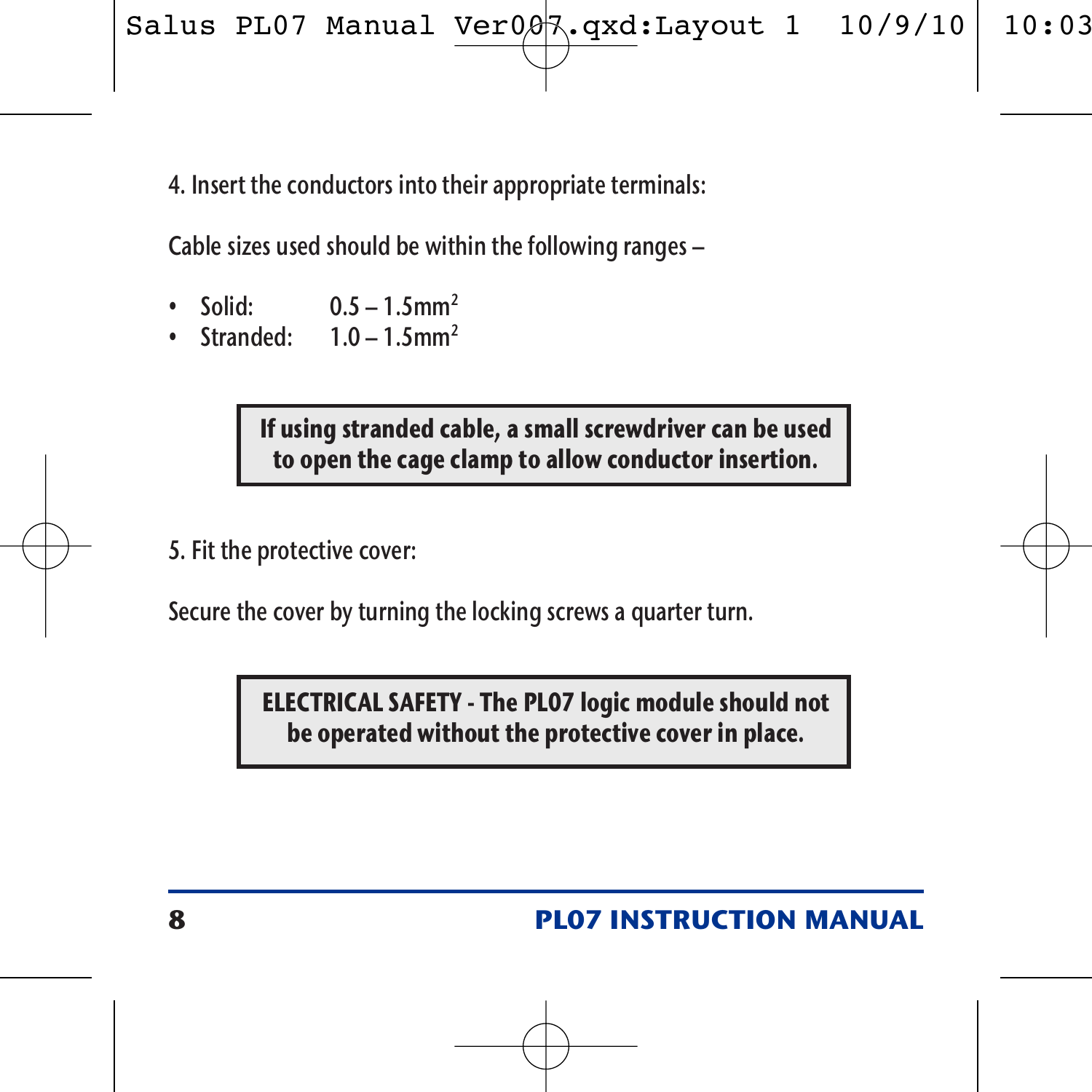4. Insert the conductors into their appropriate terminals:

Cable sizes used should be within the following ranges –

- Solid: 0.5 – 1.5mm$^2$
- Stranded: 1.0 – 1.5mm$^2$

**If using stranded cable, a small screwdriver can be used to open the cage clamp to allow conductor insertion.**

5. Fit the protective cover:

Secure the cover by turning the locking screws a quarter turn.

**ELECTRICAL SAFETY - The PL07 logic module should not be operated without the protective cover in place.**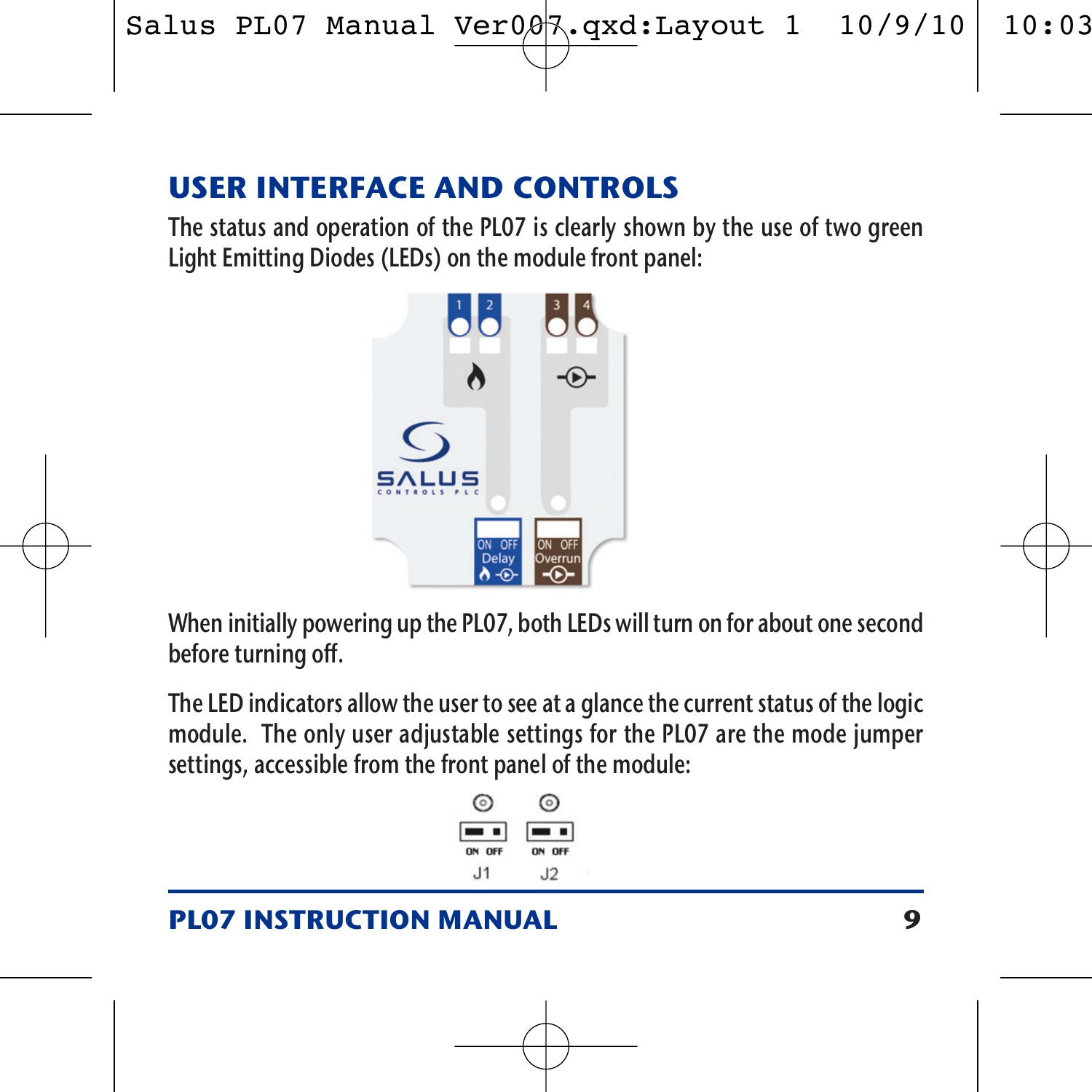## USER INTERFACE AND CONTROLS

The status and operation of the PL07 is clearly shown by the use of two green Light Emitting Diodes (LEDs) on the module front panel:

When initially powering up the PL07, both LEDs will turn on for about one second before turning off.

The LED indicators allow the user to see at a glance the current status of the logic module. The only user adjustable settings for the PL07 are the mode jumper settings, accessible from the front panel of the module: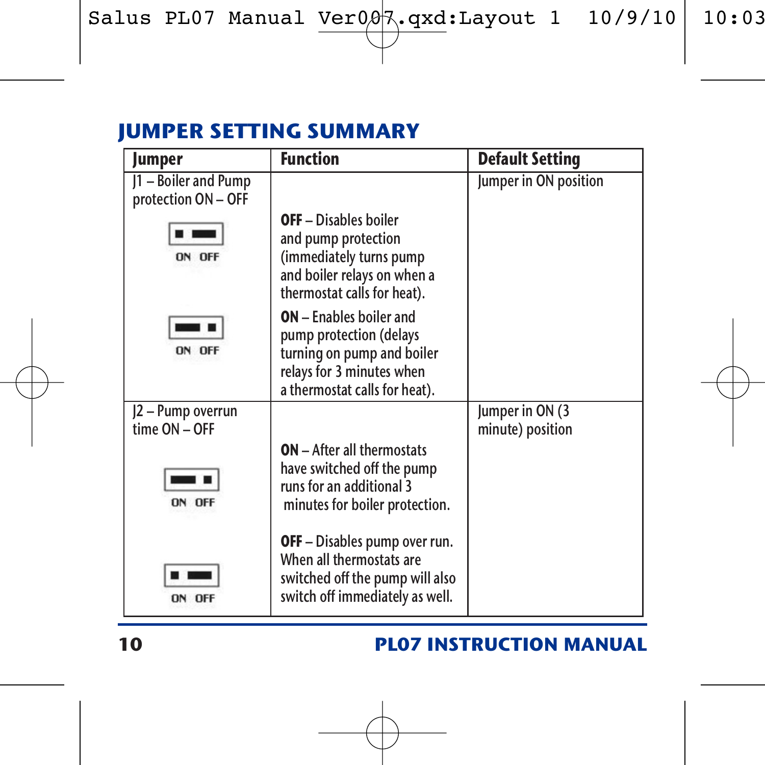## JUMPER SETTING SUMMARY

| Jumper | Function | Default Setting |
|---|---|---|
| J1 – Boiler and Pump protection ON – OFF<br>ON OFF<br>ON OFF | **OFF** – Disables boiler and pump protection (immediately turns pump and boiler relays on when a thermostat calls for heat).<br>**ON** – Enables boiler and pump protection (delays turning on pump and boiler relays for 3 minutes when a thermostat calls for heat). | Jumper in ON position |
| J2 – Pump overrun time ON – OFF<br>ON OFF<br>ON OFF | **ON** – After all thermostats have switched off the pump runs for an additional 3 minutes for boiler protection.<br>**OFF** – Disables pump over run. When all thermostats are switched off the pump will also switch off immediately as well. | Jumper in ON (3 minute) position |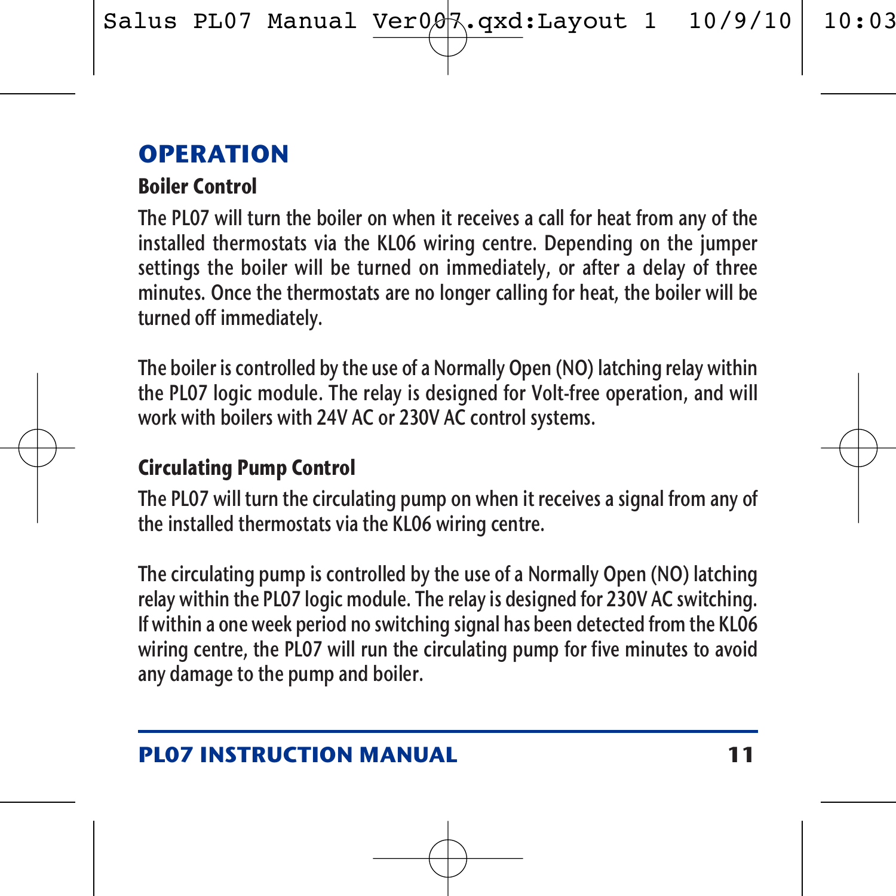# OPERATION

## Boiler Control

The PL07 will turn the boiler on when it receives a call for heat from any of the installed thermostats via the KL06 wiring centre. Depending on the jumper settings the boiler will be turned on immediately, or after a delay of three minutes. Once the thermostats are no longer calling for heat, the boiler will be turned off immediately.

The boiler is controlled by the use of a Normally Open (NO) latching relay within the PL07 logic module. The relay is designed for Volt-free operation, and will work with boilers with 24V AC or 230V AC control systems.

## Circulating Pump Control

The PL07 will turn the circulating pump on when it receives a signal from any of the installed thermostats via the KL06 wiring centre.

The circulating pump is controlled by the use of a Normally Open (NO) latching relay within the PL07 logic module. The relay is designed for 230V AC switching. If within a one week period no switching signal has been detected from the KL06 wiring centre, the PL07 will run the circulating pump for five minutes to avoid any damage to the pump and boiler.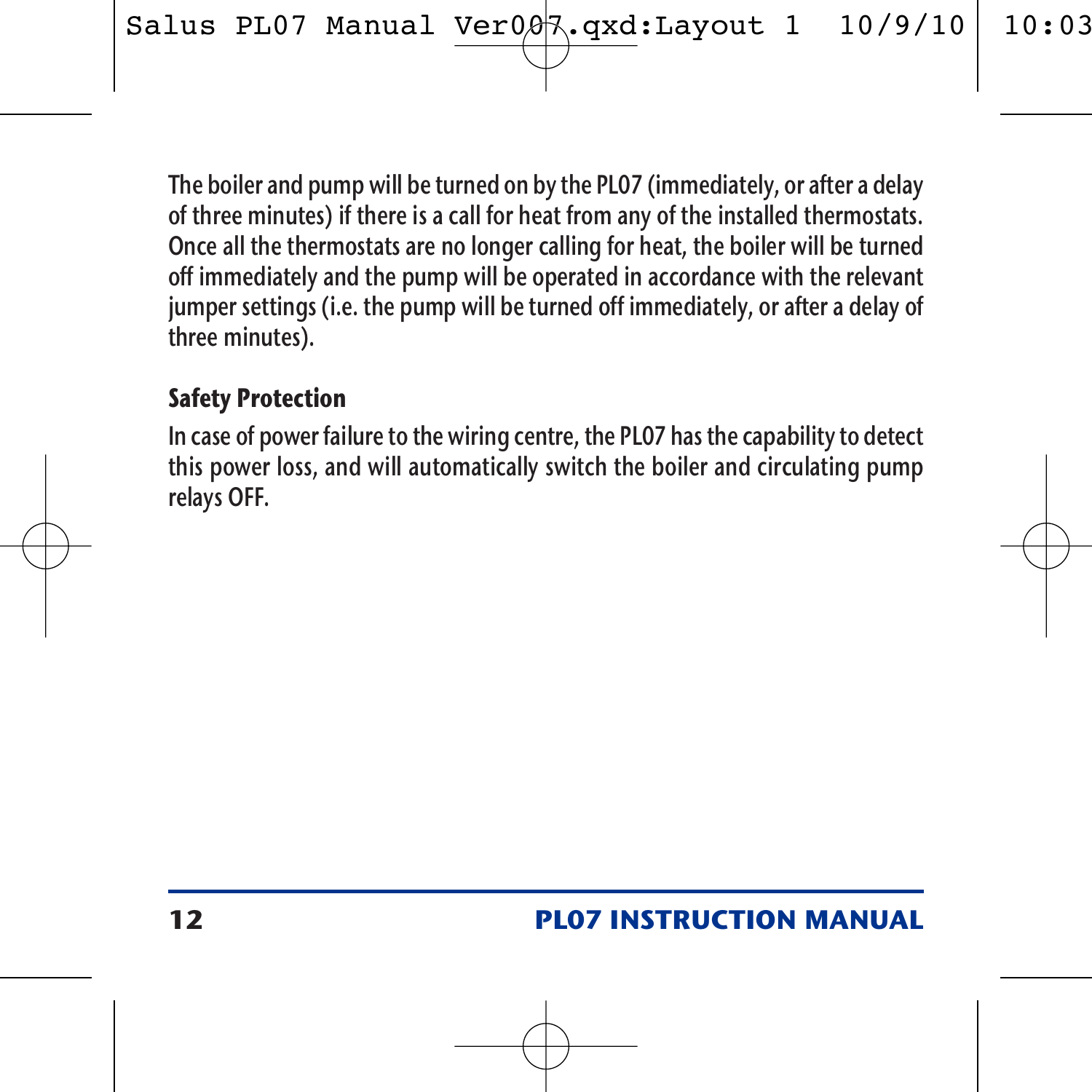The boiler and pump will be turned on by the PL07 (immediately, or after a delay of three minutes) if there is a call for heat from any of the installed thermostats. Once all the thermostats are no longer calling for heat, the boiler will be turned off immediately and the pump will be operated in accordance with the relevant jumper settings (i.e. the pump will be turned off immediately, or after a delay of three minutes).

### Safety Protection

In case of power failure to the wiring centre, the PL07 has the capability to detect this power loss, and will automatically switch the boiler and circulating pump relays OFF.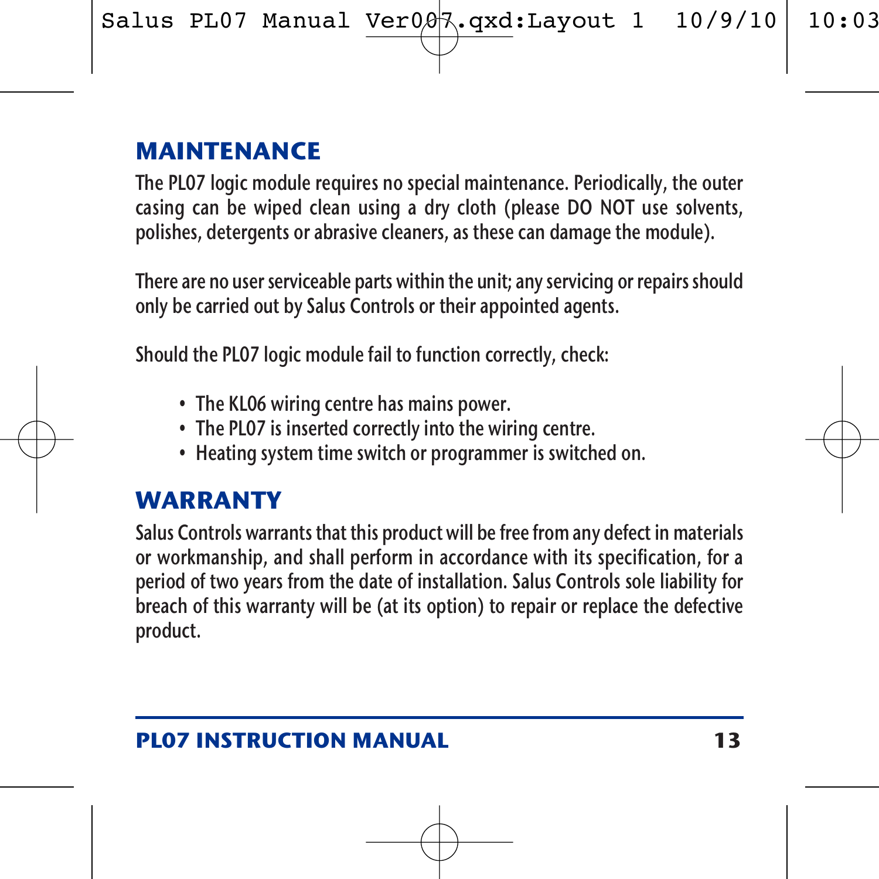## MAINTENANCE

The PL07 logic module requires no special maintenance. Periodically, the outer casing can be wiped clean using a dry cloth (please DO NOT use solvents, polishes, detergents or abrasive cleaners, as these can damage the module).

There are no user serviceable parts within the unit; any servicing or repairs should only be carried out by Salus Controls or their appointed agents.

Should the PL07 logic module fail to function correctly, check:

- The KL06 wiring centre has mains power.
- The PL07 is inserted correctly into the wiring centre.
- Heating system time switch or programmer is switched on.

## WARRANTY

Salus Controls warrants that this product will be free from any defect in materials or workmanship, and shall perform in accordance with its specification, for a period of two years from the date of installation. Salus Controls sole liability for breach of this warranty will be (at its option) to repair or replace the defective product.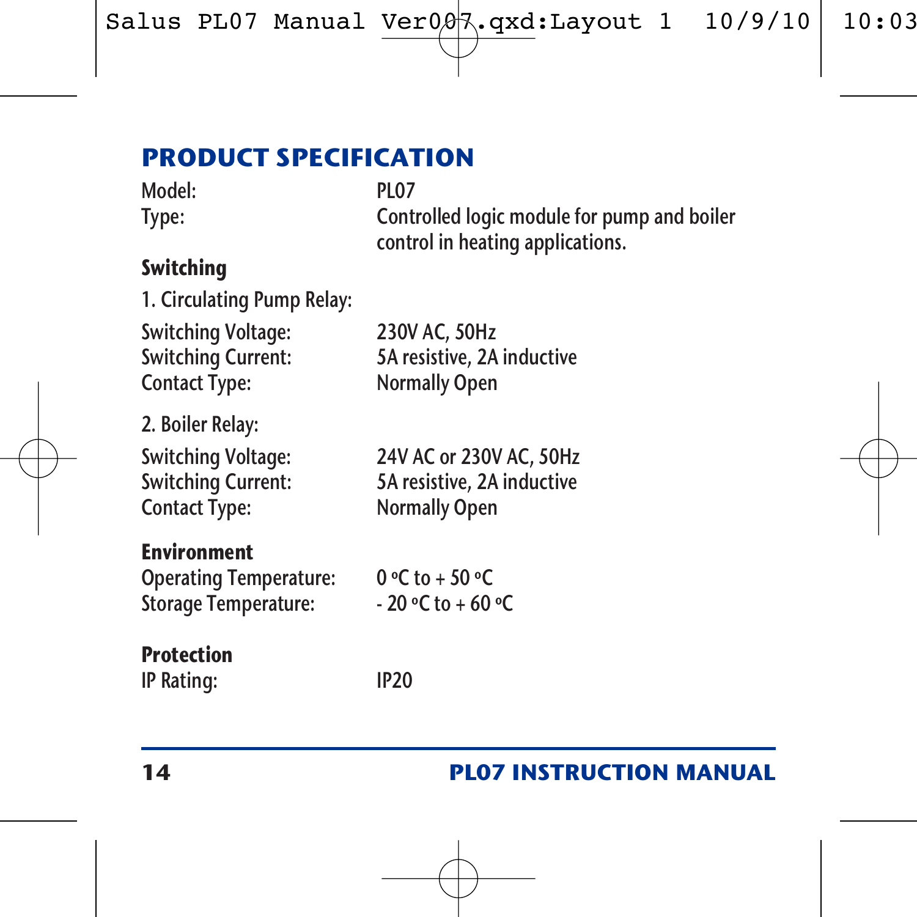## PRODUCT SPECIFICATION

| | |
|---|---|
| Model: | PL07 |
| Type: | Controlled logic module for pump and boiler control in heating applications. |

**Switching**

1. Circulating Pump Relay:

| | |
|---|---|
| Switching Voltage: | 230V AC, 50Hz |
| Switching Current: | 5A resistive, 2A inductive |
| Contact Type: | Normally Open |

2. Boiler Relay:

| | |
|---|---|
| Switching Voltage: | 24V AC or 230V AC, 50Hz |
| Switching Current: | 5A resistive, 2A inductive |
| Contact Type: | Normally Open |

**Environment**

| | |
|---|---|
| Operating Temperature: | 0 °C to + 50 °C |
| Storage Temperature: | - 20 °C to + 60 °C |

**Protection**

| | |
|---|---|
| IP Rating: | IP20 |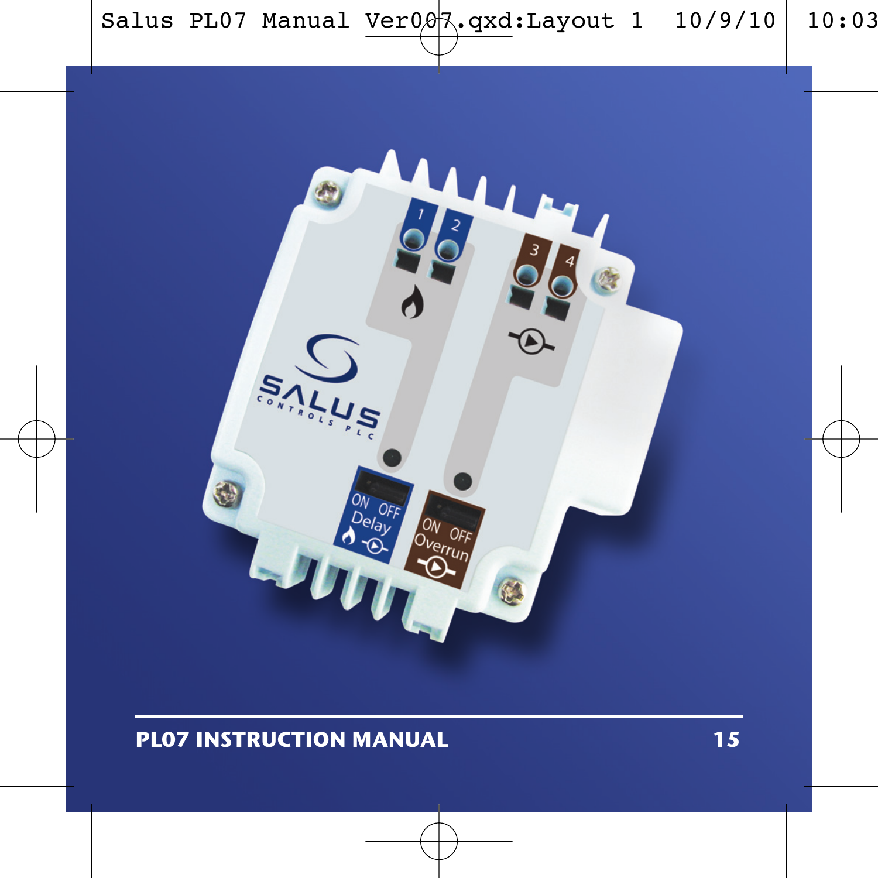## PL07 INSTRUCTION MANUAL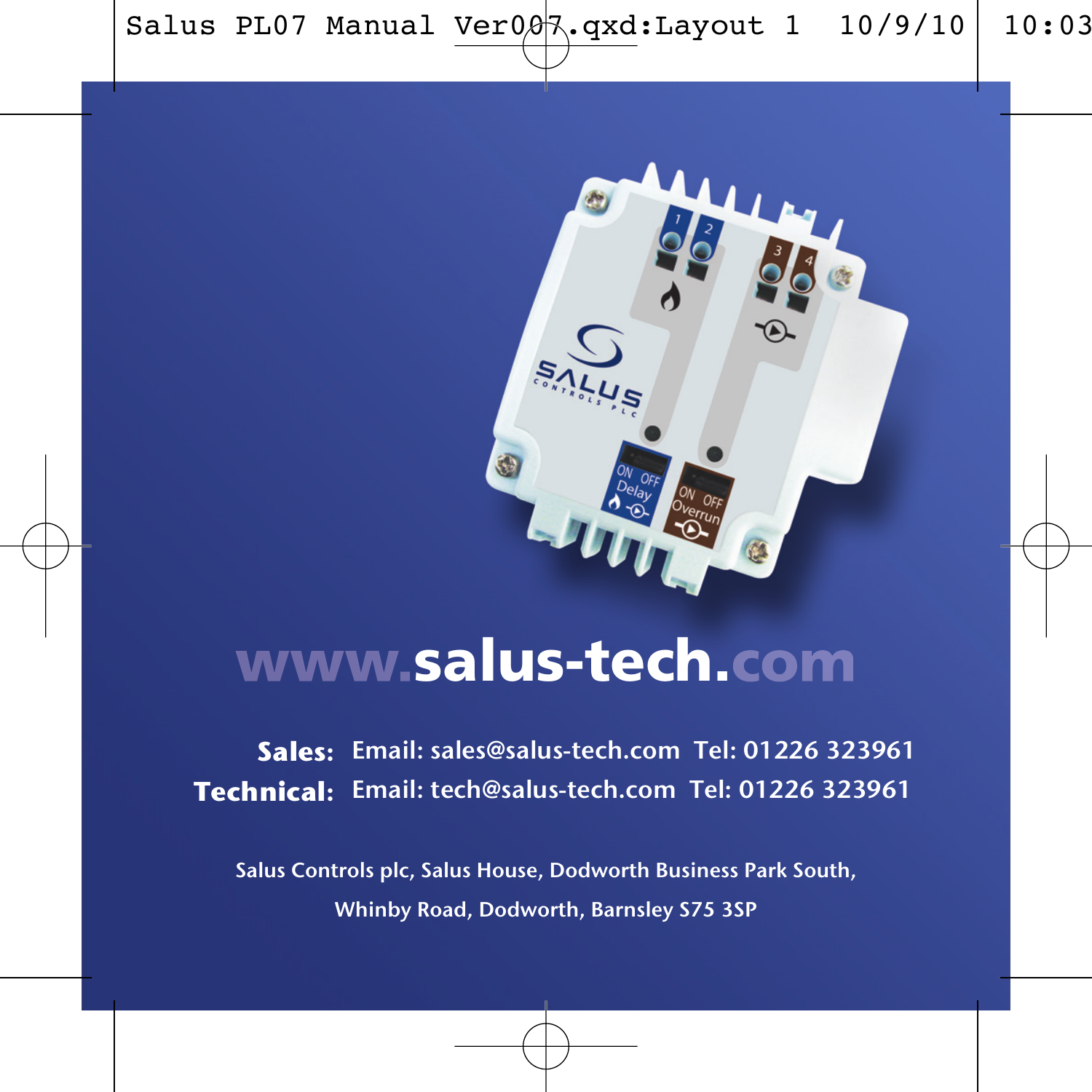**www.salus-tech.com**

**Sales:** Email: sales@salus-tech.com Tel: 01226 323961

**Technical:** Email: tech@salus-tech.com Tel: 01226 323961

Salus Controls plc, Salus House, Dodworth Business Park South,

Whinby Road, Dodworth, Barnsley S75 3SP